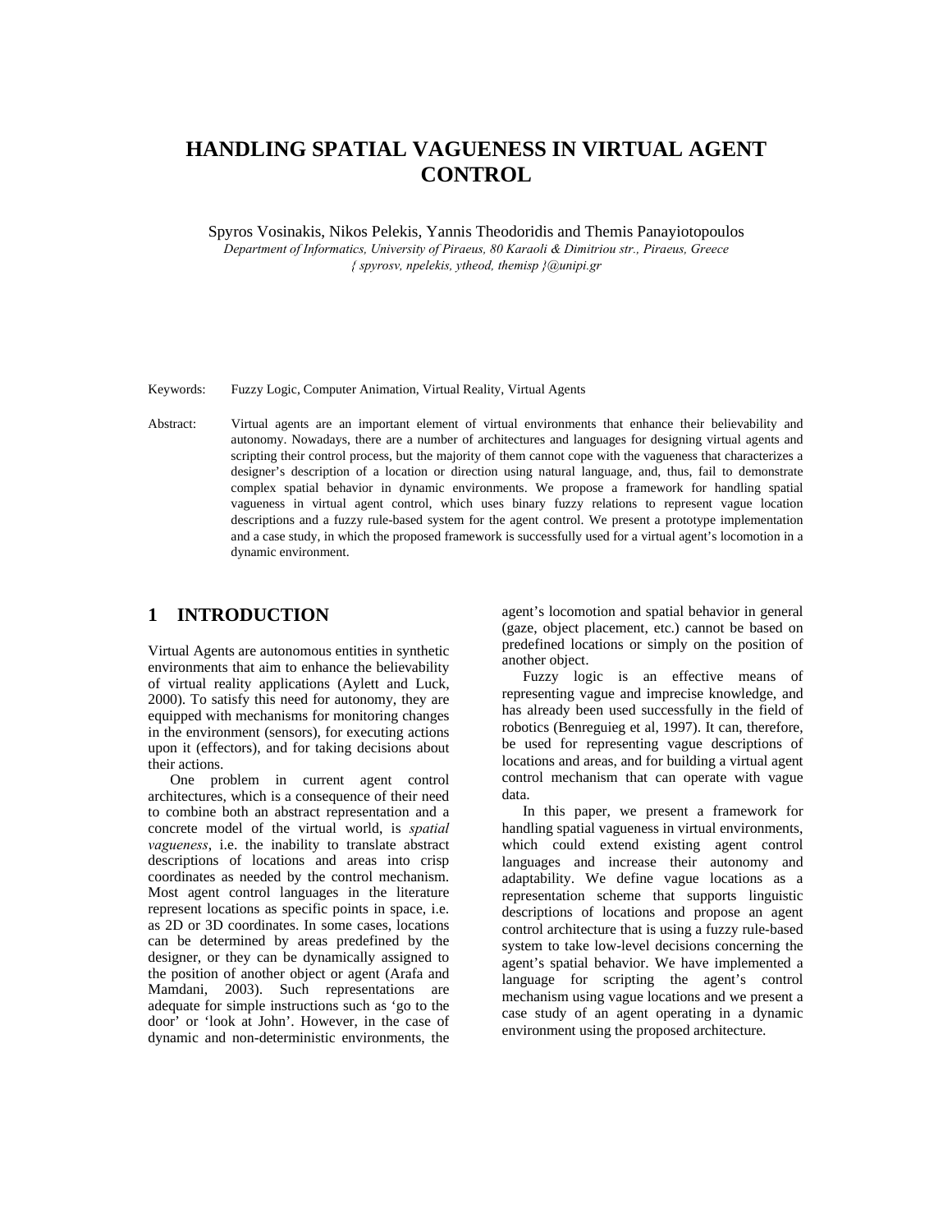# HANDLING SPATIAL VAGUENESS IN VIRTUAL AGENT CONTROL

Spyros Vosinakis, Nikos Pelekis, Yannis Theodoridis and Themis Panayiotopoulos

*Department of Informatics, University of Piraeus, 80 Karaoli & Dimitriou str., Piraeus, Greece*

*{ spyrosv, npelekis, ytheod, themisp }@unipi.gr*

Keywords: Fuzzy Logic, Computer Animation, Virtual Reality, Virtual Agents

Abstract: Virtual agents are an important element of virtual environments that enhance their believability and autonomy. Nowadays, there are a number of architectures and languages for designing virtual agents and scripting their control process, but the majority of them cannot cope with the vagueness that characterizes a designer's description of a location or direction using natural language, and, thus, fail to demonstrate complex spatial behavior in dynamic environments. We propose a framework for handling spatial vagueness in virtual agent control, which uses binary fuzzy relations to represent vague location descriptions and a fuzzy rule-based system for the agent control. We present a prototype implementation and a case study, in which the proposed framework is successfully used for a virtual agent's locomotion in a dynamic environment.

## 1 INTRODUCTION

Virtual Agents are autonomous entities in synthetic environments that aim to enhance the believability of virtual reality applications (Aylett and Luck, 2000). To satisfy this need for autonomy, they are equipped with mechanisms for monitoring changes in the environment (sensors), for executing actions upon it (effectors), and for taking decisions about their actions.

One problem in current agent control architectures, which is a consequence of their need to combine both an abstract representation and a concrete model of the virtual world, is *spatial vagueness*, i.e. the inability to translate abstract descriptions of locations and areas into crisp coordinates as needed by the control mechanism. Most agent control languages in the literature represent locations as specific points in space, i.e. as 2D or 3D coordinates. In some cases, locations can be determined by areas predefined by the designer, or they can be dynamically assigned to the position of another object or agent (Arafa and Mamdani, 2003). Such representations are adequate for simple instructions such as 'go to the door' or 'look at John'. However, in the case of dynamic and non-deterministic environments, the agent's locomotion and spatial behavior in general (gaze, object placement, etc.) cannot be based on predefined locations or simply on the position of another object.

Fuzzy logic is an effective means of representing vague and imprecise knowledge, and has already been used successfully in the field of robotics (Benreguieg et al, 1997). It can, therefore, be used for representing vague descriptions of locations and areas, and for building a virtual agent control mechanism that can operate with vague data.

In this paper, we present a framework for handling spatial vagueness in virtual environments, which could extend existing agent control languages and increase their autonomy and adaptability. We define vague locations as a representation scheme that supports linguistic descriptions of locations and propose an agent control architecture that is using a fuzzy rule-based system to take low-level decisions concerning the agent's spatial behavior. We have implemented a language for scripting the agent's control mechanism using vague locations and we present a case study of an agent operating in a dynamic environment using the proposed architecture.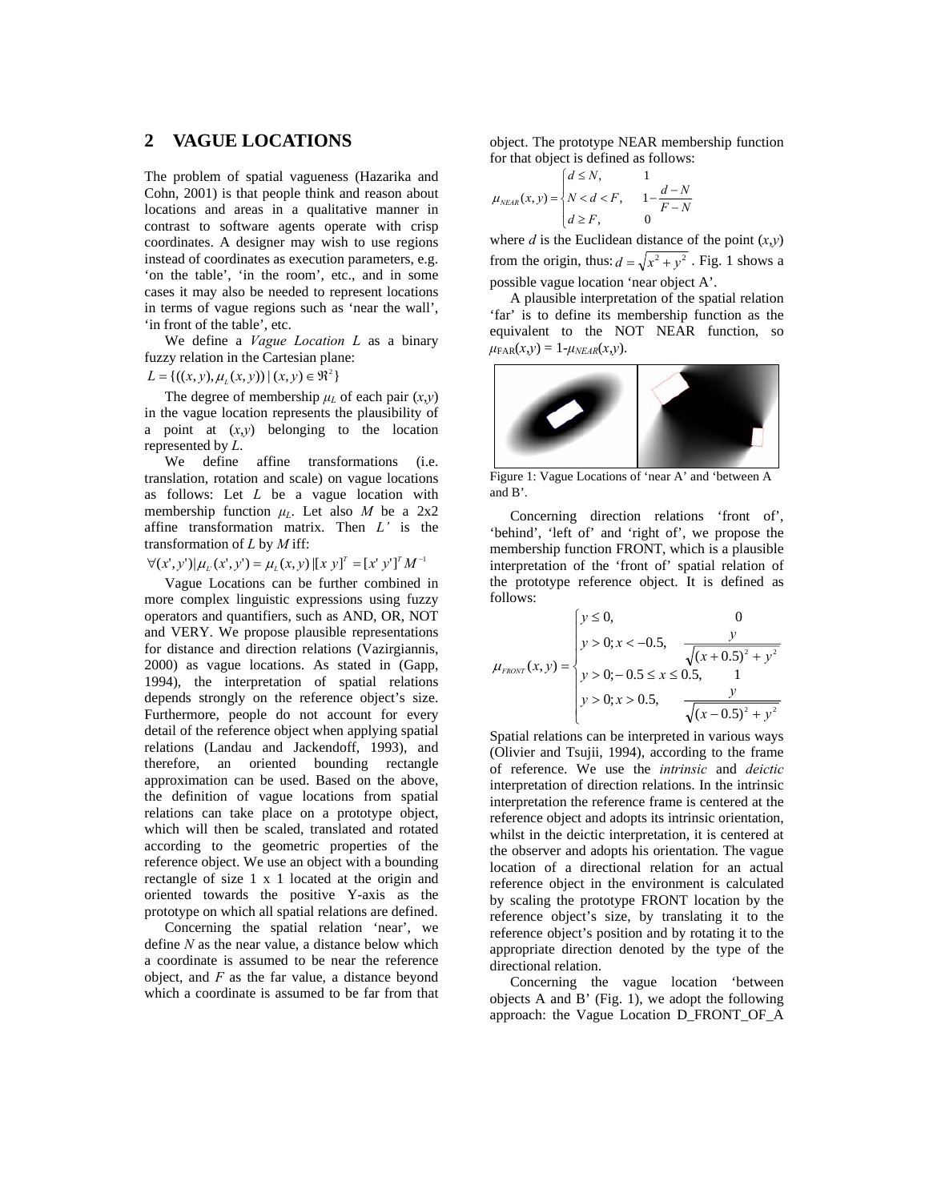## 2 VAGUE LOCATIONS

The problem of spatial vagueness (Hazarika and Cohn, 2001) is that people think and reason about locations and areas in a qualitative manner in contrast to software agents operate with crisp coordinates. A designer may wish to use regions instead of coordinates as execution parameters, e.g. 'on the table', 'in the room', etc., and in some cases it may also be needed to represent locations in terms of vague regions such as 'near the wall', 'in front of the table', etc.

We define a *Vague Location L* as a binary fuzzy relation in the Cartesian plane:

$$L = \{((x, y), \mu_L(x, y)) \mid (x, y) \in \Re^2\}$$

The degree of membership $\mu_L$ of each pair $(x,y)$ in the vague location represents the plausibility of a point at $(x,y)$ belonging to the location represented by $L$.

We define affine transformations (i.e. translation, rotation and scale) on vague locations as follows: Let $L$ be a vague location with membership function $\mu_L$. Let also $M$ be a 2x2 affine transformation matrix. Then $L'$ is the transformation of $L$ by $M$ iff:

$$\forall (x', y') \mid \mu_{L'}(x', y') = \mu_L(x, y) \mid [x\ y]^T = [x'\ y']^T M^{-1}$$

Vague Locations can be further combined in more complex linguistic expressions using fuzzy operators and quantifiers, such as AND, OR, NOT and VERY. We propose plausible representations for distance and direction relations (Vazirgiannis, 2000) as vague locations. As stated in (Gapp, 1994), the interpretation of spatial relations depends strongly on the reference object's size. Furthermore, people do not account for every detail of the reference object when applying spatial relations (Landau and Jackendoff, 1993), and therefore, an oriented bounding rectangle approximation can be used. Based on the above, the definition of vague locations from spatial relations can take place on a prototype object, which will then be scaled, translated and rotated according to the geometric properties of the reference object. We use an object with a bounding rectangle of size 1 x 1 located at the origin and oriented towards the positive Y-axis as the prototype on which all spatial relations are defined.

Concerning the spatial relation 'near', we define $N$ as the near value, a distance below which a coordinate is assumed to be near the reference object, and $F$ as the far value, a distance beyond which a coordinate is assumed to be far from that object. The prototype NEAR membership function for that object is defined as follows:

$$\mu_{NEAR}(x, y) = \begin{cases} d \le N, & 1 \\ N < d < F, & 1 - \dfrac{d - N}{F - N} \\ d \ge F, & 0 \end{cases}$$

where $d$ is the Euclidean distance of the point $(x,y)$ from the origin, thus: $d = \sqrt{x^2 + y^2}$. Fig. 1 shows a possible vague location 'near object A'.

A plausible interpretation of the spatial relation 'far' is to define its membership function as the equivalent to the NOT NEAR function, so $\mu_{FAR}(x,y) = 1 - \mu_{NEAR}(x,y)$.

Figure 1: Vague Locations of 'near A' and 'between A and B'.

Concerning direction relations 'front of', 'behind', 'left of' and 'right of', we propose the membership function FRONT, which is a plausible interpretation of the 'front of' spatial relation of the prototype reference object. It is defined as follows:

$$\mu_{FRONT}(x, y) = \begin{cases} y \le 0, & 0 \\ y > 0; x < -0.5, & \dfrac{y}{\sqrt{(x + 0.5)^2 + y^2}} \\ y > 0; -0.5 \le x \le 0.5, & 1 \\ y > 0; x > 0.5, & \dfrac{y}{\sqrt{(x - 0.5)^2 + y^2}} \end{cases}$$

Spatial relations can be interpreted in various ways (Olivier and Tsujii, 1994), according to the frame of reference. We use the *intrinsic* and *deictic* interpretation of direction relations. In the intrinsic interpretation the reference frame is centered at the reference object and adopts its intrinsic orientation, whilst in the deictic interpretation, it is centered at the observer and adopts his orientation. The vague location of a directional relation for an actual reference object in the environment is calculated by scaling the prototype FRONT location by the reference object's size, by translating it to the reference object's position and by rotating it to the appropriate direction denoted by the type of the directional relation.

Concerning the vague location 'between objects A and B' (Fig. 1), we adopt the following approach: the Vague Location D_FRONT_OF_A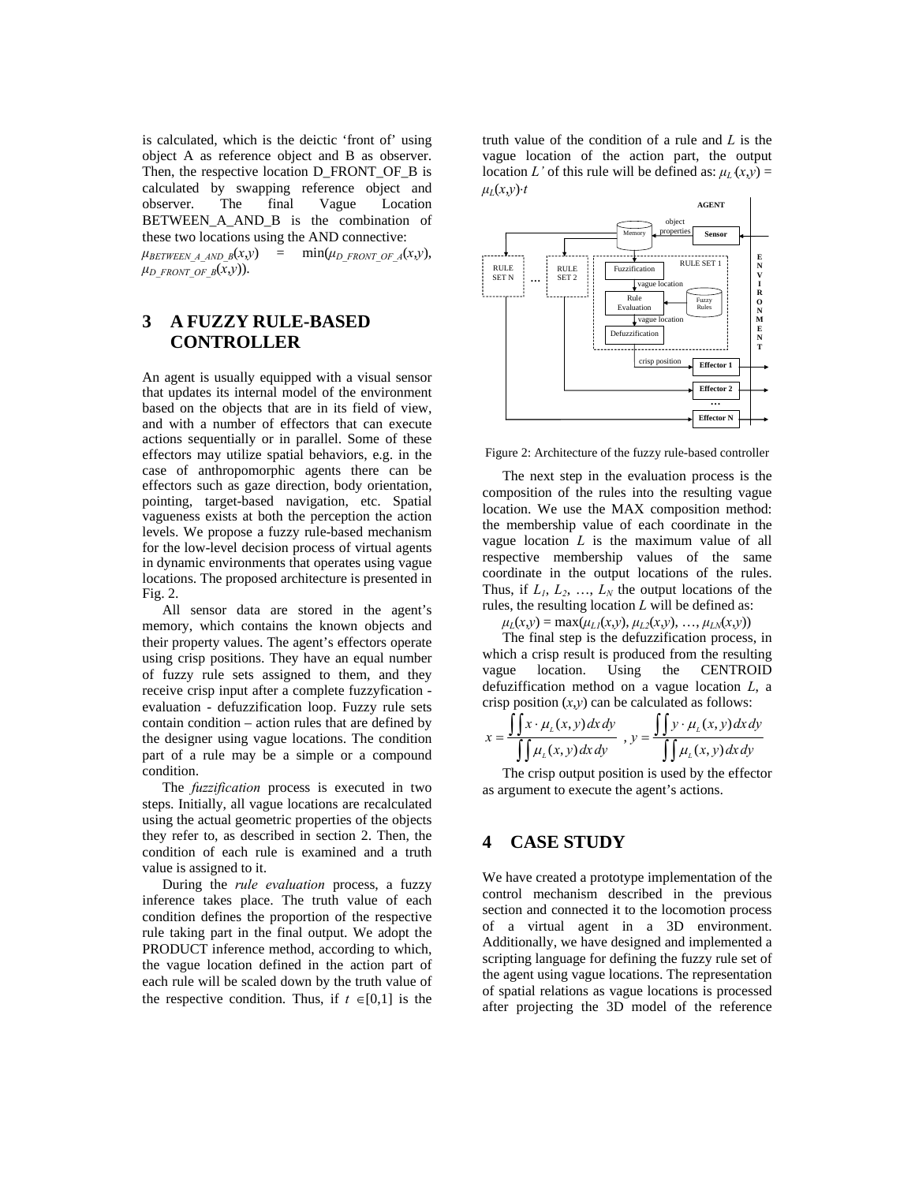is calculated, which is the deictic 'front of' using object A as reference object and B as observer. Then, the respective location D_FRONT_OF_B is calculated by swapping reference object and observer. The final Vague Location BETWEEN_A_AND_B is the combination of these two locations using the AND connective:

$\mu_{BETWEEN\_A\_AND\_B}(x,y) = \min(\mu_{D\_FRONT\_OF\_A}(x,y), \mu_{D\_FRONT\_OF\_B}(x,y))$.

## 3 A FUZZY RULE-BASED CONTROLLER

An agent is usually equipped with a visual sensor that updates its internal model of the environment based on the objects that are in its field of view, and with a number of effectors that can execute actions sequentially or in parallel. Some of these effectors may utilize spatial behaviors, e.g. in the case of anthropomorphic agents there can be effectors such as gaze direction, body orientation, pointing, target-based navigation, etc. Spatial vagueness exists at both the perception the action levels. We propose a fuzzy rule-based mechanism for the low-level decision process of virtual agents in dynamic environments that operates using vague locations. The proposed architecture is presented in Fig. 2.

All sensor data are stored in the agent's memory, which contains the known objects and their property values. The agent's effectors operate using crisp positions. They have an equal number of fuzzy rule sets assigned to them, and they receive crisp input after a complete fuzzyfication - evaluation - defuzzification loop. Fuzzy rule sets contain condition – action rules that are defined by the designer using vague locations. The condition part of a rule may be a simple or a compound condition.

The *fuzzification* process is executed in two steps. Initially, all vague locations are recalculated using the actual geometric properties of the objects they refer to, as described in section 2. Then, the condition of each rule is examined and a truth value is assigned to it.

During the *rule evaluation* process, a fuzzy inference takes place. The truth value of each condition defines the proportion of the respective rule taking part in the final output. We adopt the PRODUCT inference method, according to which, the vague location defined in the action part of each rule will be scaled down by the truth value of the respective condition. Thus, if $t \in [0,1]$ is the truth value of the condition of a rule and $L$ is the vague location of the action part, the output location $L'$ of this rule will be defined as: $\mu_{L'}(x,y) = \mu_L(x,y) \cdot t$

Figure 2: Architecture of the fuzzy rule-based controller

The next step in the evaluation process is the composition of the rules into the resulting vague location. We use the MAX composition method: the membership value of each coordinate in the vague location $L$ is the maximum value of all respective membership values of the same coordinate in the output locations of the rules. Thus, if $L_1, L_2, \ldots, L_N$ the output locations of the rules, the resulting location $L$ will be defined as:

$\mu_L(x,y) = \max(\mu_{L1}(x,y), \mu_{L2}(x,y), \ldots, \mu_{LN}(x,y))$

The final step is the defuzzification process, in which a crisp result is produced from the resulting vague location. Using the CENTROID defuzziffication method on a vague location $L$, a crisp position $(x,y)$ can be calculated as follows:

$$x = \frac{\iint x \cdot \mu_L(x,y)\,dx\,dy}{\iint \mu_L(x,y)\,dx\,dy}, \quad y = \frac{\iint y \cdot \mu_L(x,y)\,dx\,dy}{\iint \mu_L(x,y)\,dx\,dy}$$

The crisp output position is used by the effector as argument to execute the agent's actions.

## 4 CASE STUDY

We have created a prototype implementation of the control mechanism described in the previous section and connected it to the locomotion process of a virtual agent in a 3D environment. Additionally, we have designed and implemented a scripting language for defining the fuzzy rule set of the agent using vague locations. The representation of spatial relations as vague locations is processed after projecting the 3D model of the reference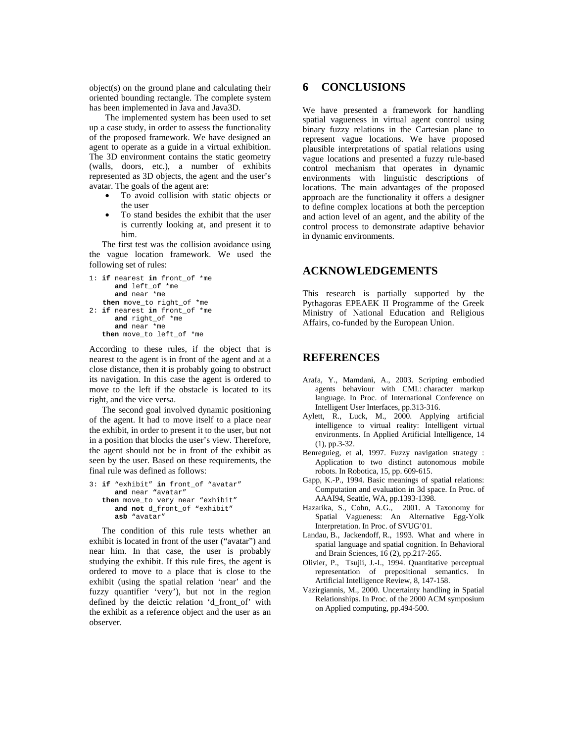object(s) on the ground plane and calculating their oriented bounding rectangle. The complete system has been implemented in Java and Java3D.

The implemented system has been used to set up a case study, in order to assess the functionality of the proposed framework. We have designed an agent to operate as a guide in a virtual exhibition. The 3D environment contains the static geometry (walls, doors, etc.), a number of exhibits represented as 3D objects, the agent and the user's avatar. The goals of the agent are:

- To avoid collision with static objects or the user
- To stand besides the exhibit that the user is currently looking at, and present it to him.

The first test was the collision avoidance using the vague location framework. We used the following set of rules:

```
1: if nearest in front_of *me
      and left_of *me
      and near *me
   then move_to right_of *me
2: if nearest in front_of *me
      and right_of *me
      and near *me
   then move_to left_of *me
```

According to these rules, if the object that is nearest to the agent is in front of the agent and at a close distance, then it is probably going to obstruct its navigation. In this case the agent is ordered to move to the left if the obstacle is located to its right, and the vice versa.

The second goal involved dynamic positioning of the agent. It had to move itself to a place near the exhibit, in order to present it to the user, but not in a position that blocks the user's view. Therefore, the agent should not be in front of the exhibit as seen by the user. Based on these requirements, the final rule was defined as follows:

```
3: if "exhibit" in front_of "avatar"
      and near "avatar"
   then move_to very near "exhibit"
      and not d_front_of "exhibit"
      asb "avatar"
```

The condition of this rule tests whether an exhibit is located in front of the user ("avatar") and near him. In that case, the user is probably studying the exhibit. If this rule fires, the agent is ordered to move to a place that is close to the exhibit (using the spatial relation 'near' and the fuzzy quantifier 'very'), but not in the region defined by the deictic relation 'd_front_of' with the exhibit as a reference object and the user as an observer.

## 6 CONCLUSIONS

We have presented a framework for handling spatial vagueness in virtual agent control using binary fuzzy relations in the Cartesian plane to represent vague locations. We have proposed plausible interpretations of spatial relations using vague locations and presented a fuzzy rule-based control mechanism that operates in dynamic environments with linguistic descriptions of locations. The main advantages of the proposed approach are the functionality it offers a designer to define complex locations at both the perception and action level of an agent, and the ability of the control process to demonstrate adaptive behavior in dynamic environments.

## ACKNOWLEDGEMENTS

This research is partially supported by the Pythagoras EPEAEK II Programme of the Greek Ministry of National Education and Religious Affairs, co-funded by the European Union.

## REFERENCES

Arafa, Y., Mamdani, A., 2003. Scripting embodied agents behaviour with CML: character markup language. In Proc. of International Conference on Intelligent User Interfaces, pp.313-316.

Aylett, R., Luck, M., 2000. Applying artificial intelligence to virtual reality: Intelligent virtual environments. In Applied Artificial Intelligence, 14 (1), pp.3-32.

Benreguieg, et al, 1997. Fuzzy navigation strategy : Application to two distinct autonomous mobile robots. In Robotica, 15, pp. 609-615.

Gapp, K.-P., 1994. Basic meanings of spatial relations: Computation and evaluation in 3d space. In Proc. of AAAI94, Seattle, WA, pp.1393-1398.

Hazarika, S., Cohn, A.G., 2001. A Taxonomy for Spatial Vagueness: An Alternative Egg-Yolk Interpretation. In Proc. of SVUG'01.

Landau, B., Jackendoff, R., 1993. What and where in spatial language and spatial cognition. In Behavioral and Brain Sciences, 16 (2), pp.217-265.

Olivier, P., Tsujii, J.-I., 1994. Quantitative perceptual representation of prepositional semantics. In Artificial Intelligence Review, 8, 147-158.

Vazirgiannis, M., 2000. Uncertainty handling in Spatial Relationships. In Proc. of the 2000 ACM symposium on Applied computing, pp.494-500.